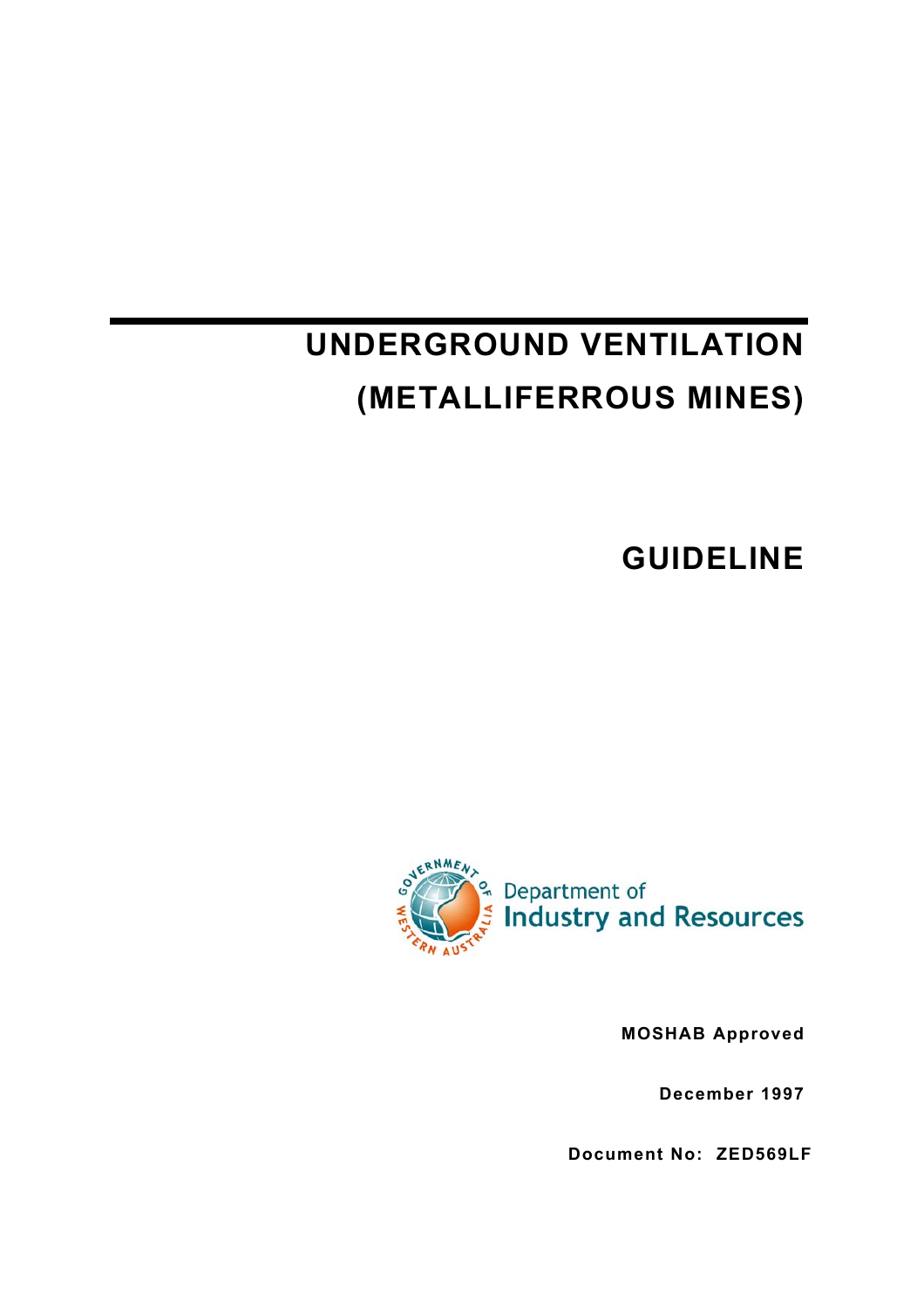# UNDERGROUND VENTILATION (METALLIFERROUS MINES)

## GUIDELINE

Department of Industry and Resources

**MOSHAB Approved**

**December 1997**

**Document No: ZED569LF**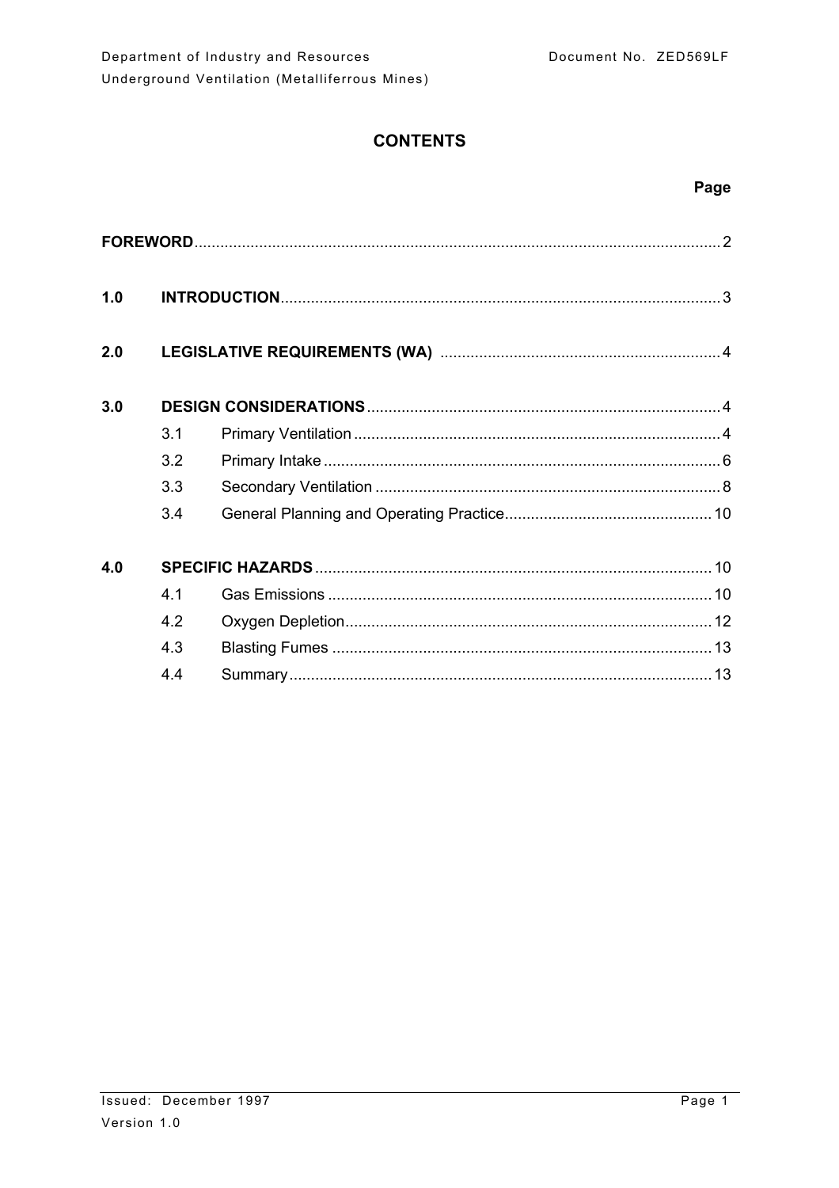## CONTENTS

| | | | Page |
|---|---|---|---|
| **FOREWORD** | | | 2 |
| **1.0** | **INTRODUCTION** | | 3 |
| **2.0** | **LEGISLATIVE REQUIREMENTS (WA)** | | 4 |
| **3.0** | **DESIGN CONSIDERATIONS** | | 4 |
| | 3.1 | Primary Ventilation | 4 |
| | 3.2 | Primary Intake | 6 |
| | 3.3 | Secondary Ventilation | 8 |
| | 3.4 | General Planning and Operating Practice | 10 |
| **4.0** | **SPECIFIC HAZARDS** | | 10 |
| | 4.1 | Gas Emissions | 10 |
| | 4.2 | Oxygen Depletion | 12 |
| | 4.3 | Blasting Fumes | 13 |
| | 4.4 | Summary | 13 |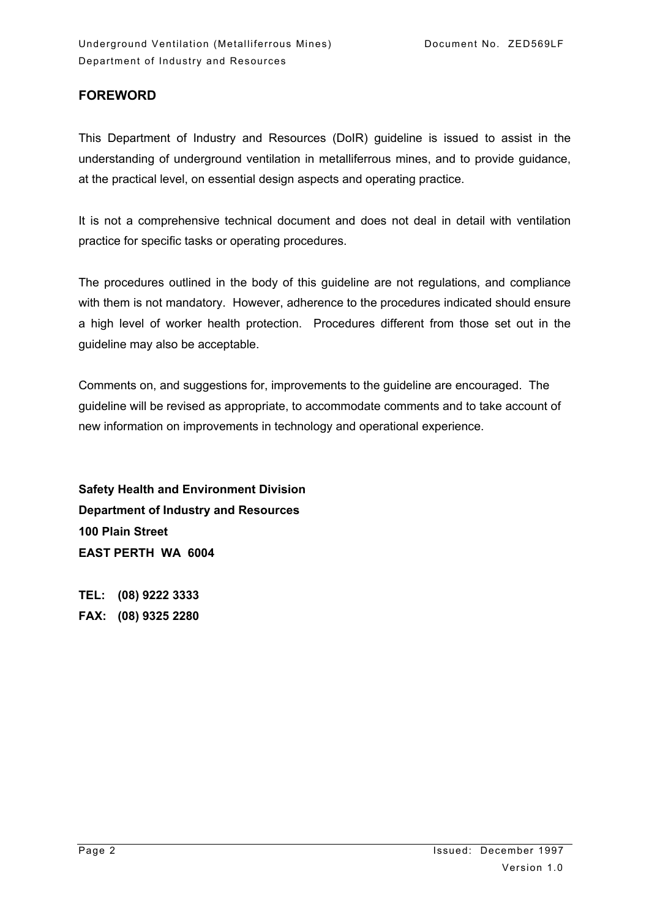## FOREWORD

This Department of Industry and Resources (DoIR) guideline is issued to assist in the understanding of underground ventilation in metalliferrous mines, and to provide guidance, at the practical level, on essential design aspects and operating practice.

It is not a comprehensive technical document and does not deal in detail with ventilation practice for specific tasks or operating procedures.

The procedures outlined in the body of this guideline are not regulations, and compliance with them is not mandatory. However, adherence to the procedures indicated should ensure a high level of worker health protection. Procedures different from those set out in the guideline may also be acceptable.

Comments on, and suggestions for, improvements to the guideline are encouraged. The guideline will be revised as appropriate, to accommodate comments and to take account of new information on improvements in technology and operational experience.

**Safety Health and Environment Division**
**Department of Industry and Resources**
**100 Plain Street**
**EAST PERTH WA 6004**

**TEL: (08) 9222 3333**
**FAX: (08) 9325 2280**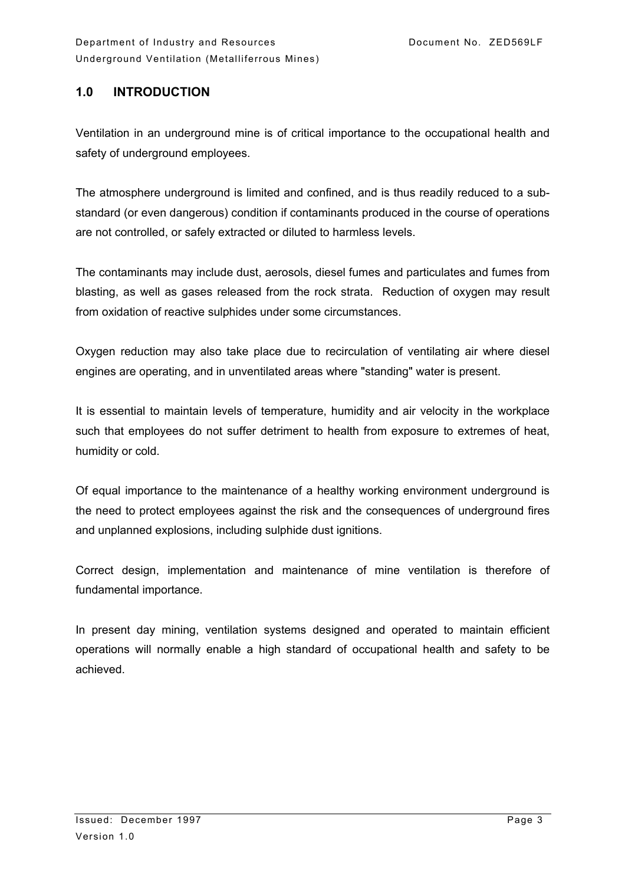## 1.0 INTRODUCTION

Ventilation in an underground mine is of critical importance to the occupational health and safety of underground employees.

The atmosphere underground is limited and confined, and is thus readily reduced to a sub-standard (or even dangerous) condition if contaminants produced in the course of operations are not controlled, or safely extracted or diluted to harmless levels.

The contaminants may include dust, aerosols, diesel fumes and particulates and fumes from blasting, as well as gases released from the rock strata. Reduction of oxygen may result from oxidation of reactive sulphides under some circumstances.

Oxygen reduction may also take place due to recirculation of ventilating air where diesel engines are operating, and in unventilated areas where "standing" water is present.

It is essential to maintain levels of temperature, humidity and air velocity in the workplace such that employees do not suffer detriment to health from exposure to extremes of heat, humidity or cold.

Of equal importance to the maintenance of a healthy working environment underground is the need to protect employees against the risk and the consequences of underground fires and unplanned explosions, including sulphide dust ignitions.

Correct design, implementation and maintenance of mine ventilation is therefore of fundamental importance.

In present day mining, ventilation systems designed and operated to maintain efficient operations will normally enable a high standard of occupational health and safety to be achieved.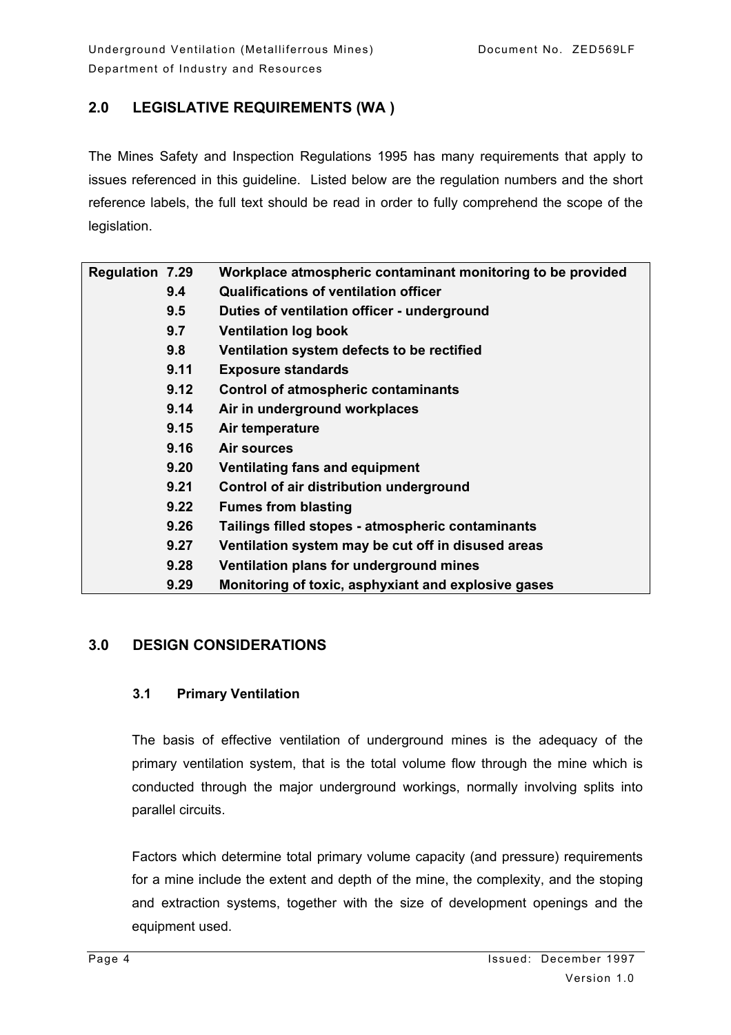## 2.0 LEGISLATIVE REQUIREMENTS (WA )

The Mines Safety and Inspection Regulations 1995 has many requirements that apply to issues referenced in this guideline. Listed below are the regulation numbers and the short reference labels, the full text should be read in order to fully comprehend the scope of the legislation.

| Regulation | | |
|---|---|---|
| Regulation | **7.29** | **Workplace atmospheric contaminant monitoring to be provided** |
| | **9.4** | **Qualifications of ventilation officer** |
| | **9.5** | **Duties of ventilation officer - underground** |
| | **9.7** | **Ventilation log book** |
| | **9.8** | **Ventilation system defects to be rectified** |
| | **9.11** | **Exposure standards** |
| | **9.12** | **Control of atmospheric contaminants** |
| | **9.14** | **Air in underground workplaces** |
| | **9.15** | **Air temperature** |
| | **9.16** | **Air sources** |
| | **9.20** | **Ventilating fans and equipment** |
| | **9.21** | **Control of air distribution underground** |
| | **9.22** | **Fumes from blasting** |
| | **9.26** | **Tailings filled stopes - atmospheric contaminants** |
| | **9.27** | **Ventilation system may be cut off in disused areas** |
| | **9.28** | **Ventilation plans for underground mines** |
| | **9.29** | **Monitoring of toxic, asphyxiant and explosive gases** |

## 3.0 DESIGN CONSIDERATIONS

### 3.1 Primary Ventilation

The basis of effective ventilation of underground mines is the adequacy of the primary ventilation system, that is the total volume flow through the mine which is conducted through the major underground workings, normally involving splits into parallel circuits.

Factors which determine total primary volume capacity (and pressure) requirements for a mine include the extent and depth of the mine, the complexity, and the stoping and extraction systems, together with the size of development openings and the equipment used.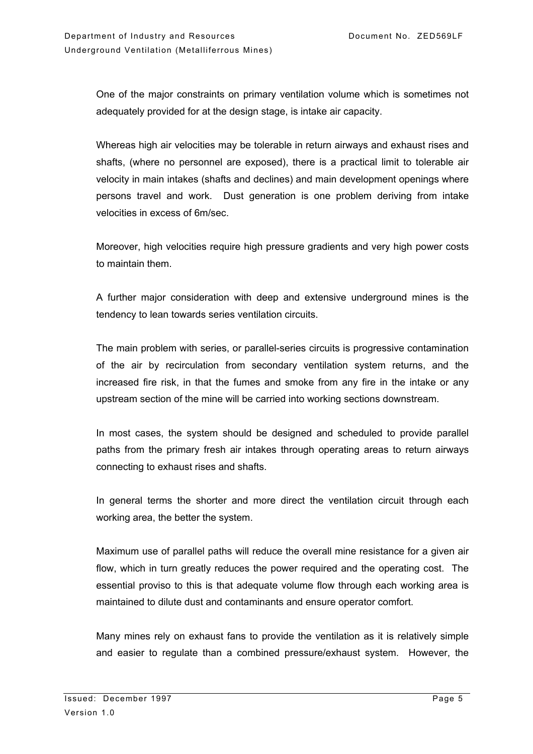One of the major constraints on primary ventilation volume which is sometimes not adequately provided for at the design stage, is intake air capacity.

Whereas high air velocities may be tolerable in return airways and exhaust rises and shafts, (where no personnel are exposed), there is a practical limit to tolerable air velocity in main intakes (shafts and declines) and main development openings where persons travel and work. Dust generation is one problem deriving from intake velocities in excess of 6m/sec.

Moreover, high velocities require high pressure gradients and very high power costs to maintain them.

A further major consideration with deep and extensive underground mines is the tendency to lean towards series ventilation circuits.

The main problem with series, or parallel-series circuits is progressive contamination of the air by recirculation from secondary ventilation system returns, and the increased fire risk, in that the fumes and smoke from any fire in the intake or any upstream section of the mine will be carried into working sections downstream.

In most cases, the system should be designed and scheduled to provide parallel paths from the primary fresh air intakes through operating areas to return airways connecting to exhaust rises and shafts.

In general terms the shorter and more direct the ventilation circuit through each working area, the better the system.

Maximum use of parallel paths will reduce the overall mine resistance for a given air flow, which in turn greatly reduces the power required and the operating cost. The essential proviso to this is that adequate volume flow through each working area is maintained to dilute dust and contaminants and ensure operator comfort.

Many mines rely on exhaust fans to provide the ventilation as it is relatively simple and easier to regulate than a combined pressure/exhaust system. However, the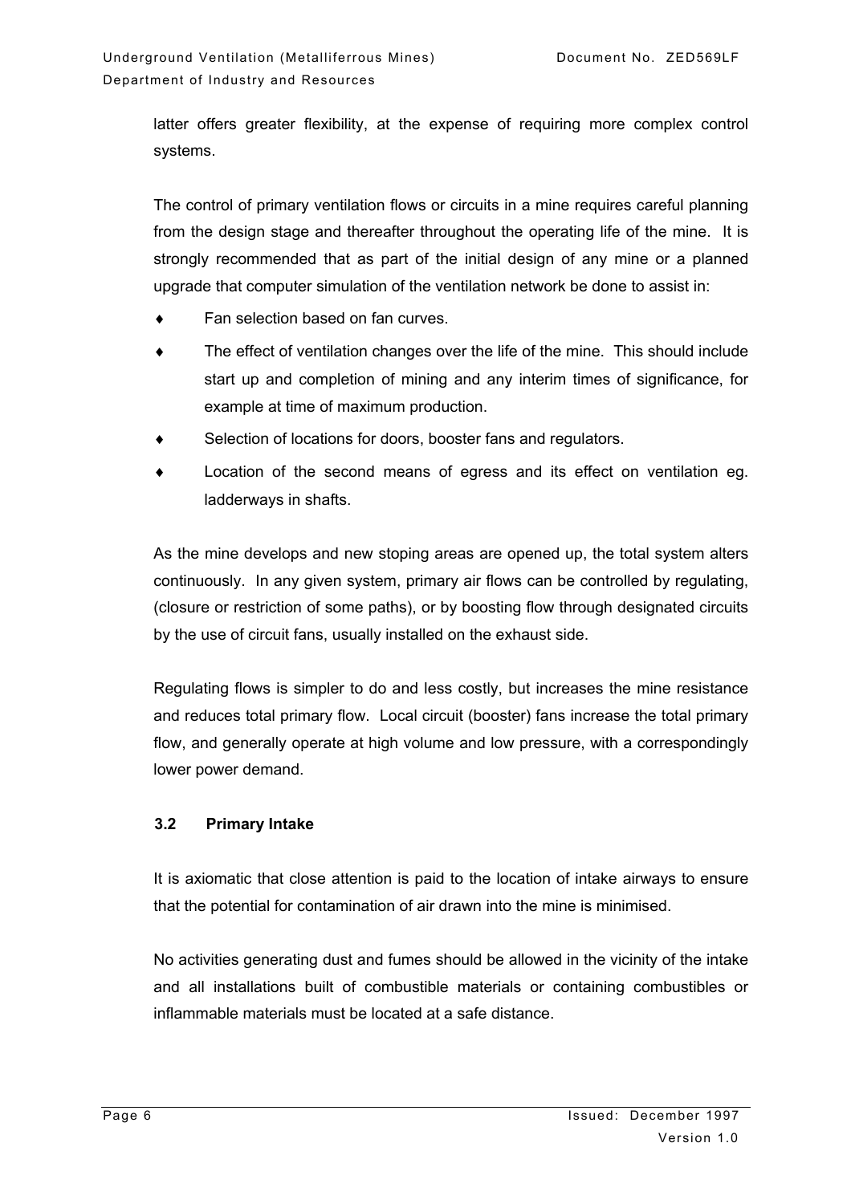latter offers greater flexibility, at the expense of requiring more complex control systems.

The control of primary ventilation flows or circuits in a mine requires careful planning from the design stage and thereafter throughout the operating life of the mine. It is strongly recommended that as part of the initial design of any mine or a planned upgrade that computer simulation of the ventilation network be done to assist in:

- Fan selection based on fan curves.
- The effect of ventilation changes over the life of the mine. This should include start up and completion of mining and any interim times of significance, for example at time of maximum production.
- Selection of locations for doors, booster fans and regulators.
- Location of the second means of egress and its effect on ventilation eg. ladderways in shafts.

As the mine develops and new stoping areas are opened up, the total system alters continuously. In any given system, primary air flows can be controlled by regulating, (closure or restriction of some paths), or by boosting flow through designated circuits by the use of circuit fans, usually installed on the exhaust side.

Regulating flows is simpler to do and less costly, but increases the mine resistance and reduces total primary flow. Local circuit (booster) fans increase the total primary flow, and generally operate at high volume and low pressure, with a correspondingly lower power demand.

### 3.2 Primary Intake

It is axiomatic that close attention is paid to the location of intake airways to ensure that the potential for contamination of air drawn into the mine is minimised.

No activities generating dust and fumes should be allowed in the vicinity of the intake and all installations built of combustible materials or containing combustibles or inflammable materials must be located at a safe distance.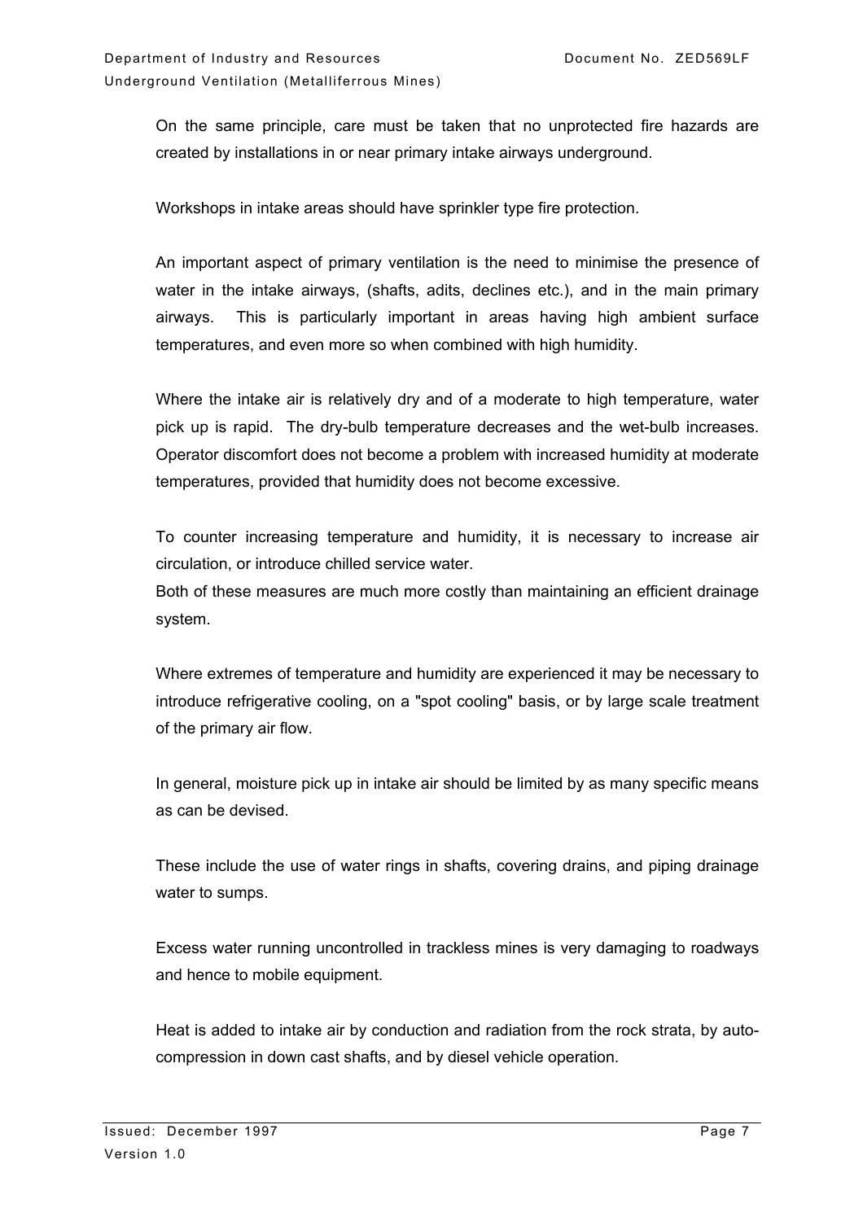On the same principle, care must be taken that no unprotected fire hazards are created by installations in or near primary intake airways underground.

Workshops in intake areas should have sprinkler type fire protection.

An important aspect of primary ventilation is the need to minimise the presence of water in the intake airways, (shafts, adits, declines etc.), and in the main primary airways. This is particularly important in areas having high ambient surface temperatures, and even more so when combined with high humidity.

Where the intake air is relatively dry and of a moderate to high temperature, water pick up is rapid. The dry-bulb temperature decreases and the wet-bulb increases. Operator discomfort does not become a problem with increased humidity at moderate temperatures, provided that humidity does not become excessive.

To counter increasing temperature and humidity, it is necessary to increase air circulation, or introduce chilled service water.
Both of these measures are much more costly than maintaining an efficient drainage system.

Where extremes of temperature and humidity are experienced it may be necessary to introduce refrigerative cooling, on a "spot cooling" basis, or by large scale treatment of the primary air flow.

In general, moisture pick up in intake air should be limited by as many specific means as can be devised.

These include the use of water rings in shafts, covering drains, and piping drainage water to sumps.

Excess water running uncontrolled in trackless mines is very damaging to roadways and hence to mobile equipment.

Heat is added to intake air by conduction and radiation from the rock strata, by auto-compression in down cast shafts, and by diesel vehicle operation.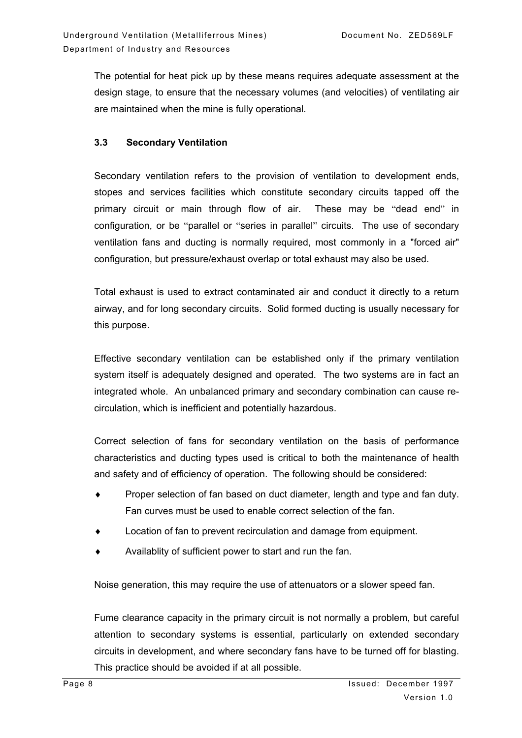The potential for heat pick up by these means requires adequate assessment at the design stage, to ensure that the necessary volumes (and velocities) of ventilating air are maintained when the mine is fully operational.

### 3.3 Secondary Ventilation

Secondary ventilation refers to the provision of ventilation to development ends, stopes and services facilities which constitute secondary circuits tapped off the primary circuit or main through flow of air. These may be "dead end" in configuration, or be "parallel or "series in parallel" circuits. The use of secondary ventilation fans and ducting is normally required, most commonly in a "forced air" configuration, but pressure/exhaust overlap or total exhaust may also be used.

Total exhaust is used to extract contaminated air and conduct it directly to a return airway, and for long secondary circuits. Solid formed ducting is usually necessary for this purpose.

Effective secondary ventilation can be established only if the primary ventilation system itself is adequately designed and operated. The two systems are in fact an integrated whole. An unbalanced primary and secondary combination can cause re-circulation, which is inefficient and potentially hazardous.

Correct selection of fans for secondary ventilation on the basis of performance characteristics and ducting types used is critical to both the maintenance of health and safety and of efficiency of operation. The following should be considered:

- Proper selection of fan based on duct diameter, length and type and fan duty. Fan curves must be used to enable correct selection of the fan.
- Location of fan to prevent recirculation and damage from equipment.
- Availablity of sufficient power to start and run the fan.

Noise generation, this may require the use of attenuators or a slower speed fan.

Fume clearance capacity in the primary circuit is not normally a problem, but careful attention to secondary systems is essential, particularly on extended secondary circuits in development, and where secondary fans have to be turned off for blasting. This practice should be avoided if at all possible.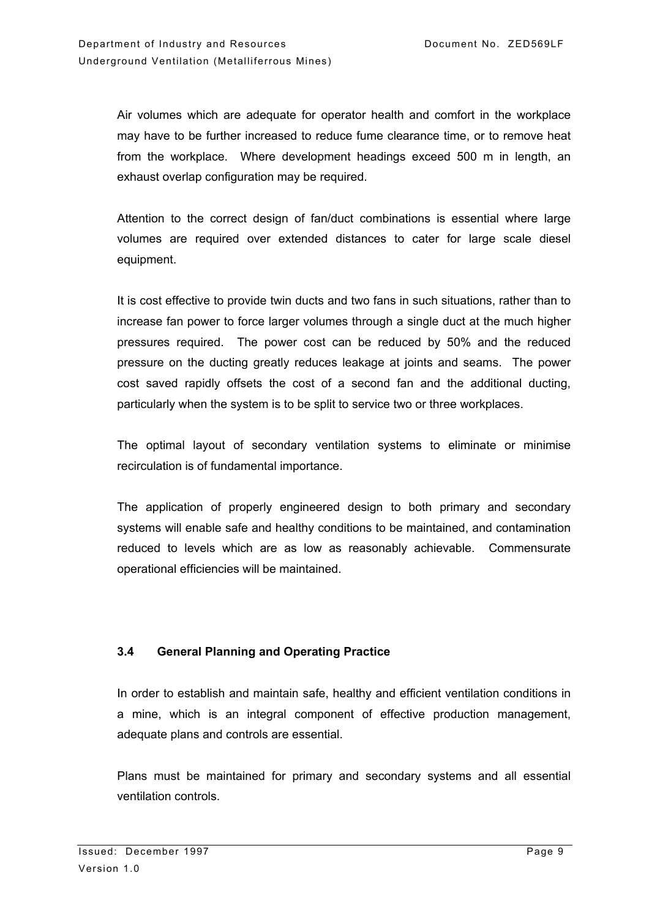Air volumes which are adequate for operator health and comfort in the workplace may have to be further increased to reduce fume clearance time, or to remove heat from the workplace. Where development headings exceed 500 m in length, an exhaust overlap configuration may be required.

Attention to the correct design of fan/duct combinations is essential where large volumes are required over extended distances to cater for large scale diesel equipment.

It is cost effective to provide twin ducts and two fans in such situations, rather than to increase fan power to force larger volumes through a single duct at the much higher pressures required. The power cost can be reduced by 50% and the reduced pressure on the ducting greatly reduces leakage at joints and seams. The power cost saved rapidly offsets the cost of a second fan and the additional ducting, particularly when the system is to be split to service two or three workplaces.

The optimal layout of secondary ventilation systems to eliminate or minimise recirculation is of fundamental importance.

The application of properly engineered design to both primary and secondary systems will enable safe and healthy conditions to be maintained, and contamination reduced to levels which are as low as reasonably achievable. Commensurate operational efficiencies will be maintained.

### 3.4 General Planning and Operating Practice

In order to establish and maintain safe, healthy and efficient ventilation conditions in a mine, which is an integral component of effective production management, adequate plans and controls are essential.

Plans must be maintained for primary and secondary systems and all essential ventilation controls.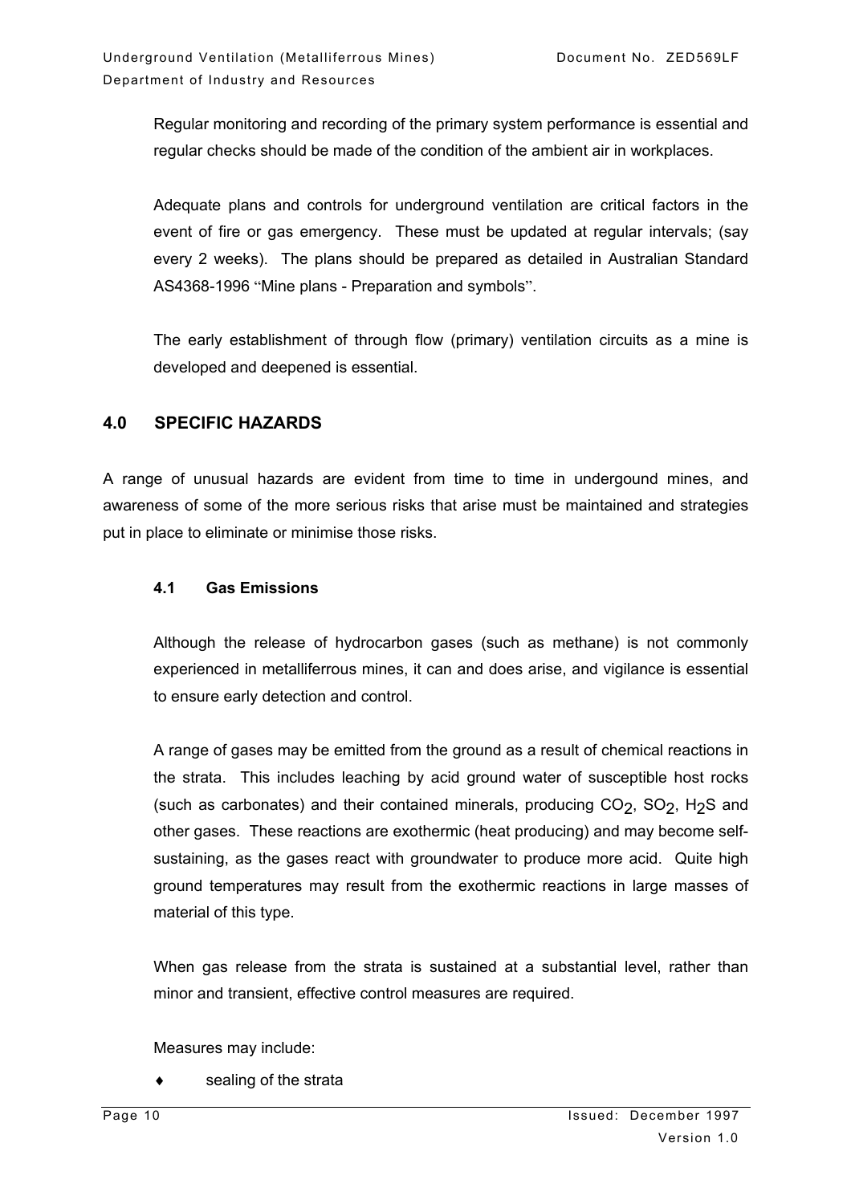Regular monitoring and recording of the primary system performance is essential and regular checks should be made of the condition of the ambient air in workplaces.

Adequate plans and controls for underground ventilation are critical factors in the event of fire or gas emergency. These must be updated at regular intervals; (say every 2 weeks). The plans should be prepared as detailed in Australian Standard AS4368-1996 "Mine plans - Preparation and symbols".

The early establishment of through flow (primary) ventilation circuits as a mine is developed and deepened is essential.

## 4.0 SPECIFIC HAZARDS

A range of unusual hazards are evident from time to time in undergound mines, and awareness of some of the more serious risks that arise must be maintained and strategies put in place to eliminate or minimise those risks.

### 4.1 Gas Emissions

Although the release of hydrocarbon gases (such as methane) is not commonly experienced in metalliferrous mines, it can and does arise, and vigilance is essential to ensure early detection and control.

A range of gases may be emitted from the ground as a result of chemical reactions in the strata. This includes leaching by acid ground water of susceptible host rocks (such as carbonates) and their contained minerals, producing $CO_2$, $SO_2$, $H_2S$ and other gases. These reactions are exothermic (heat producing) and may become self-sustaining, as the gases react with groundwater to produce more acid. Quite high ground temperatures may result from the exothermic reactions in large masses of material of this type.

When gas release from the strata is sustained at a substantial level, rather than minor and transient, effective control measures are required.

Measures may include:

- sealing of the strata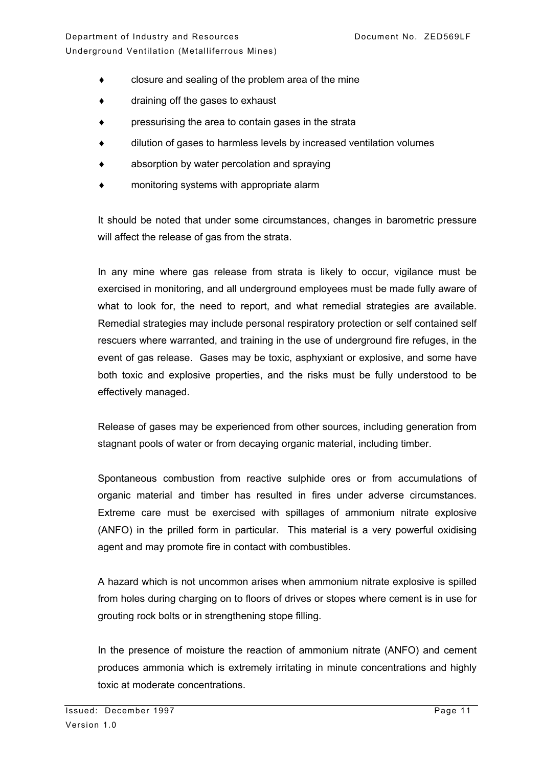- closure and sealing of the problem area of the mine
- draining off the gases to exhaust
- pressurising the area to contain gases in the strata
- dilution of gases to harmless levels by increased ventilation volumes
- absorption by water percolation and spraying
- monitoring systems with appropriate alarm

It should be noted that under some circumstances, changes in barometric pressure will affect the release of gas from the strata.

In any mine where gas release from strata is likely to occur, vigilance must be exercised in monitoring, and all underground employees must be made fully aware of what to look for, the need to report, and what remedial strategies are available. Remedial strategies may include personal respiratory protection or self contained self rescuers where warranted, and training in the use of underground fire refuges, in the event of gas release. Gases may be toxic, asphyxiant or explosive, and some have both toxic and explosive properties, and the risks must be fully understood to be effectively managed.

Release of gases may be experienced from other sources, including generation from stagnant pools of water or from decaying organic material, including timber.

Spontaneous combustion from reactive sulphide ores or from accumulations of organic material and timber has resulted in fires under adverse circumstances. Extreme care must be exercised with spillages of ammonium nitrate explosive (ANFO) in the prilled form in particular. This material is a very powerful oxidising agent and may promote fire in contact with combustibles.

A hazard which is not uncommon arises when ammonium nitrate explosive is spilled from holes during charging on to floors of drives or stopes where cement is in use for grouting rock bolts or in strengthening stope filling.

In the presence of moisture the reaction of ammonium nitrate (ANFO) and cement produces ammonia which is extremely irritating in minute concentrations and highly toxic at moderate concentrations.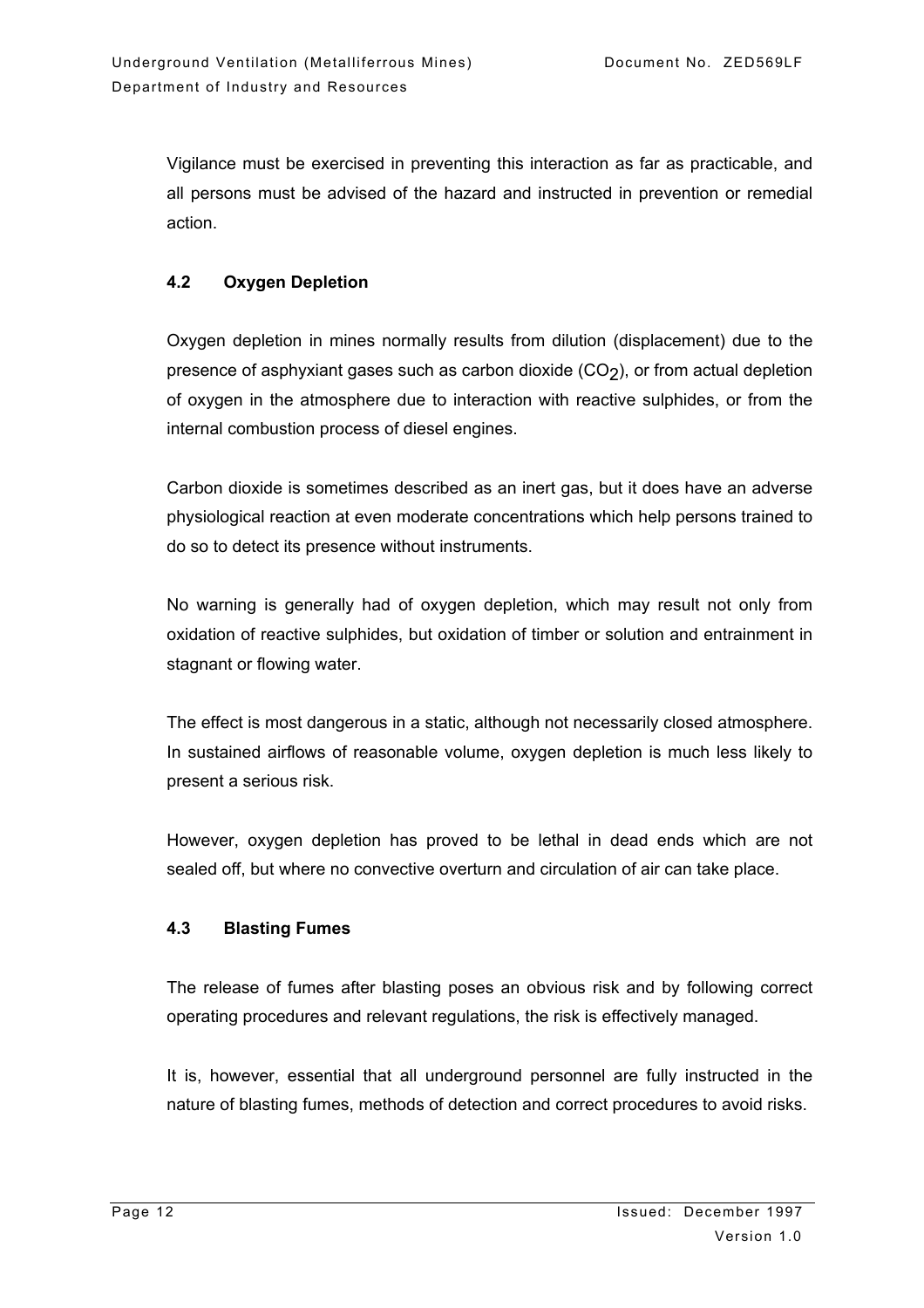Vigilance must be exercised in preventing this interaction as far as practicable, and all persons must be advised of the hazard and instructed in prevention or remedial action.

### 4.2 Oxygen Depletion

Oxygen depletion in mines normally results from dilution (displacement) due to the presence of asphyxiant gases such as carbon dioxide ($CO_2$), or from actual depletion of oxygen in the atmosphere due to interaction with reactive sulphides, or from the internal combustion process of diesel engines.

Carbon dioxide is sometimes described as an inert gas, but it does have an adverse physiological reaction at even moderate concentrations which help persons trained to do so to detect its presence without instruments.

No warning is generally had of oxygen depletion, which may result not only from oxidation of reactive sulphides, but oxidation of timber or solution and entrainment in stagnant or flowing water.

The effect is most dangerous in a static, although not necessarily closed atmosphere. In sustained airflows of reasonable volume, oxygen depletion is much less likely to present a serious risk.

However, oxygen depletion has proved to be lethal in dead ends which are not sealed off, but where no convective overturn and circulation of air can take place.

### 4.3 Blasting Fumes

The release of fumes after blasting poses an obvious risk and by following correct operating procedures and relevant regulations, the risk is effectively managed.

It is, however, essential that all underground personnel are fully instructed in the nature of blasting fumes, methods of detection and correct procedures to avoid risks.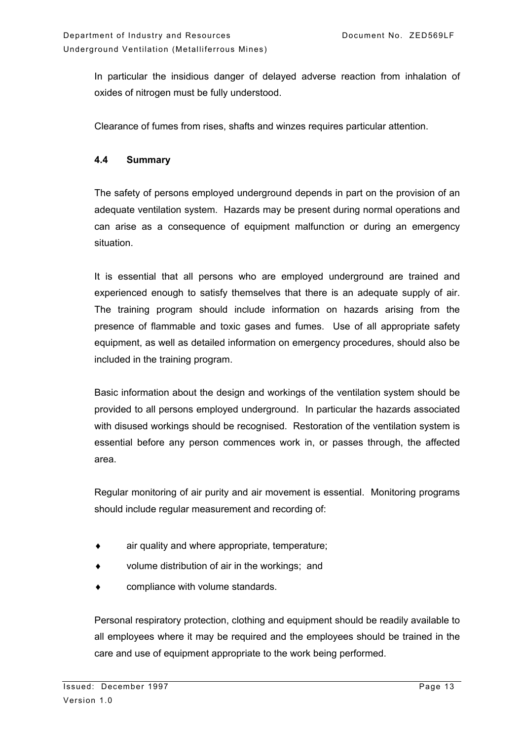In particular the insidious danger of delayed adverse reaction from inhalation of oxides of nitrogen must be fully understood.

Clearance of fumes from rises, shafts and winzes requires particular attention.

### 4.4 Summary

The safety of persons employed underground depends in part on the provision of an adequate ventilation system. Hazards may be present during normal operations and can arise as a consequence of equipment malfunction or during an emergency situation.

It is essential that all persons who are employed underground are trained and experienced enough to satisfy themselves that there is an adequate supply of air. The training program should include information on hazards arising from the presence of flammable and toxic gases and fumes. Use of all appropriate safety equipment, as well as detailed information on emergency procedures, should also be included in the training program.

Basic information about the design and workings of the ventilation system should be provided to all persons employed underground. In particular the hazards associated with disused workings should be recognised. Restoration of the ventilation system is essential before any person commences work in, or passes through, the affected area.

Regular monitoring of air purity and air movement is essential. Monitoring programs should include regular measurement and recording of:

- air quality and where appropriate, temperature;
- volume distribution of air in the workings; and
- compliance with volume standards.

Personal respiratory protection, clothing and equipment should be readily available to all employees where it may be required and the employees should be trained in the care and use of equipment appropriate to the work being performed.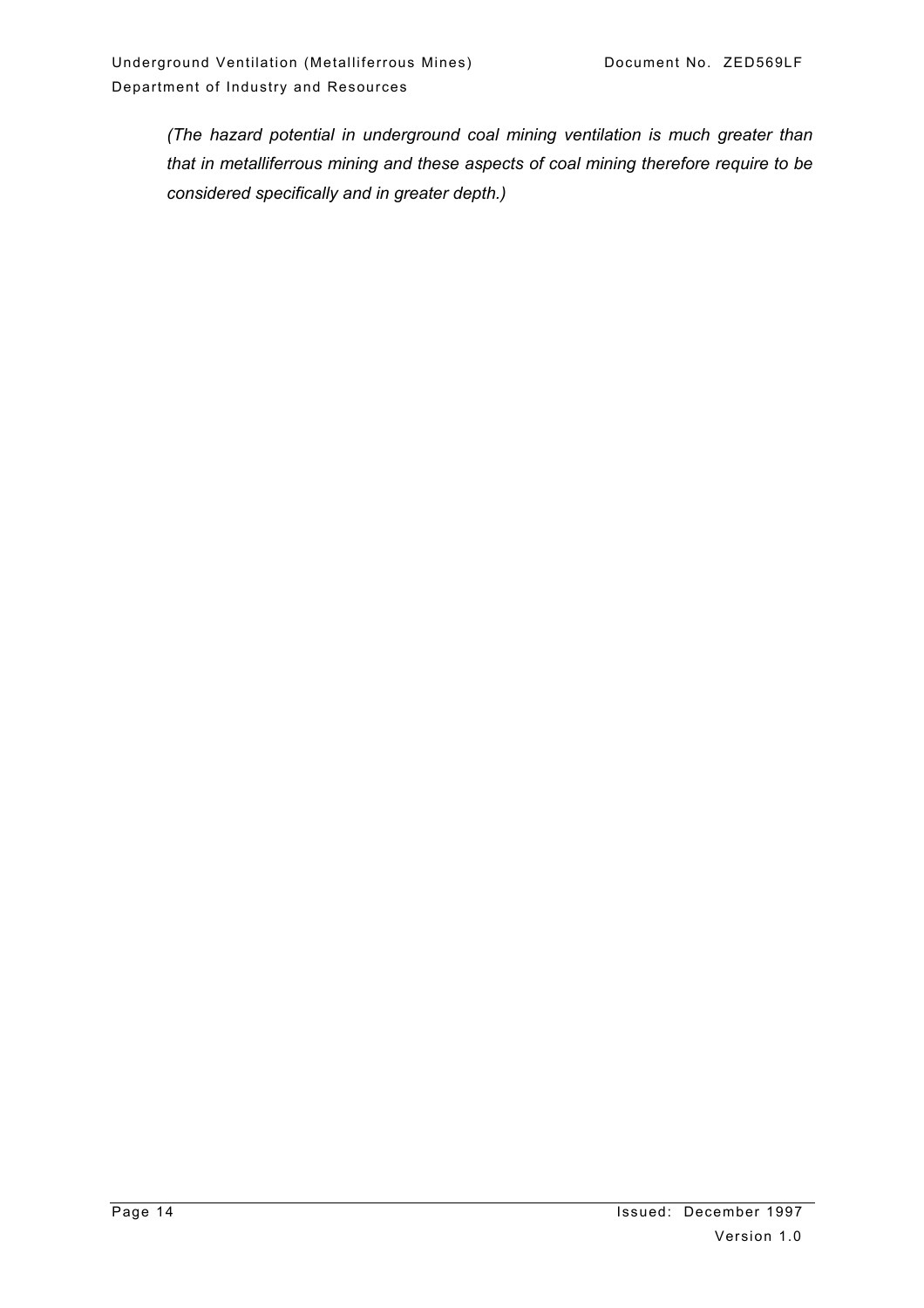*(The hazard potential in underground coal mining ventilation is much greater than that in metalliferrous mining and these aspects of coal mining therefore require to be considered specifically and in greater depth.)*